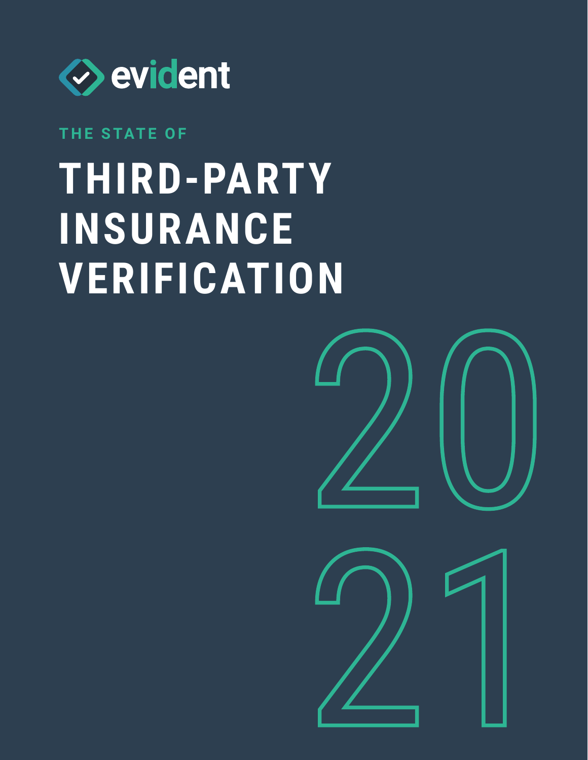evident

THE STATE OF

# THIRD-PARTY INSURANCE VERIFICATION

2021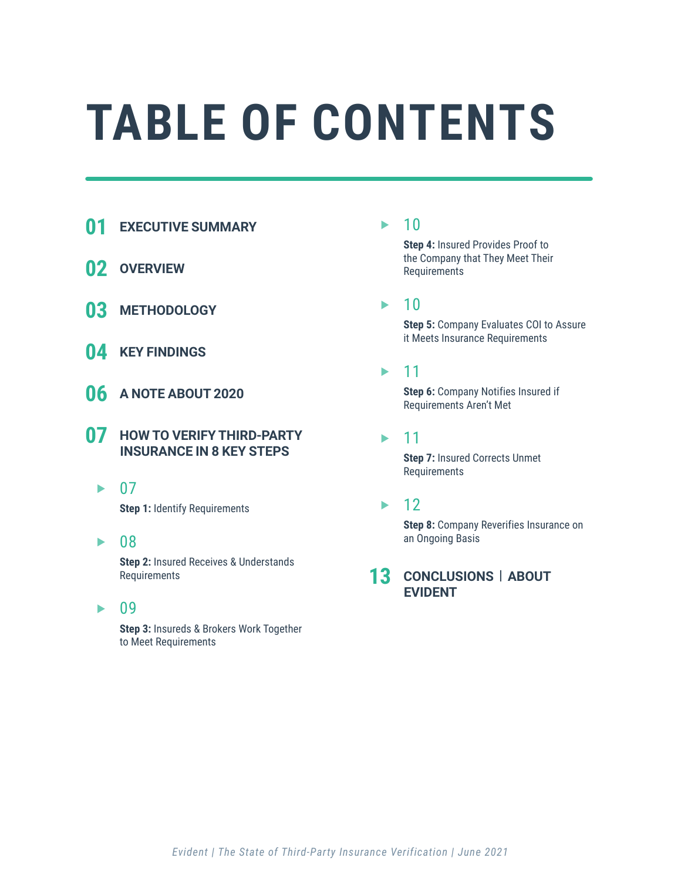# TABLE OF CONTENTS

**01** **EXECUTIVE SUMMARY**

**02** **OVERVIEW**

**03** **METHODOLOGY**

**04** **KEY FINDINGS**

**06** **A NOTE ABOUT 2020**

**07** **HOW TO VERIFY THIRD-PARTY INSURANCE IN 8 KEY STEPS**

- 07 — **Step 1:** Identify Requirements
- 08 — **Step 2:** Insured Receives & Understands Requirements
- 09 — **Step 3:** Insureds & Brokers Work Together to Meet Requirements
- 10 — **Step 4:** Insured Provides Proof to the Company that They Meet Their Requirements
- 10 — **Step 5:** Company Evaluates COI to Assure it Meets Insurance Requirements
- 11 — **Step 6:** Company Notifies Insured if Requirements Aren't Met
- 11 — **Step 7:** Insured Corrects Unmet Requirements
- 12 — **Step 8:** Company Reverifies Insurance on an Ongoing Basis

**13** **CONCLUSIONS | ABOUT EVIDENT**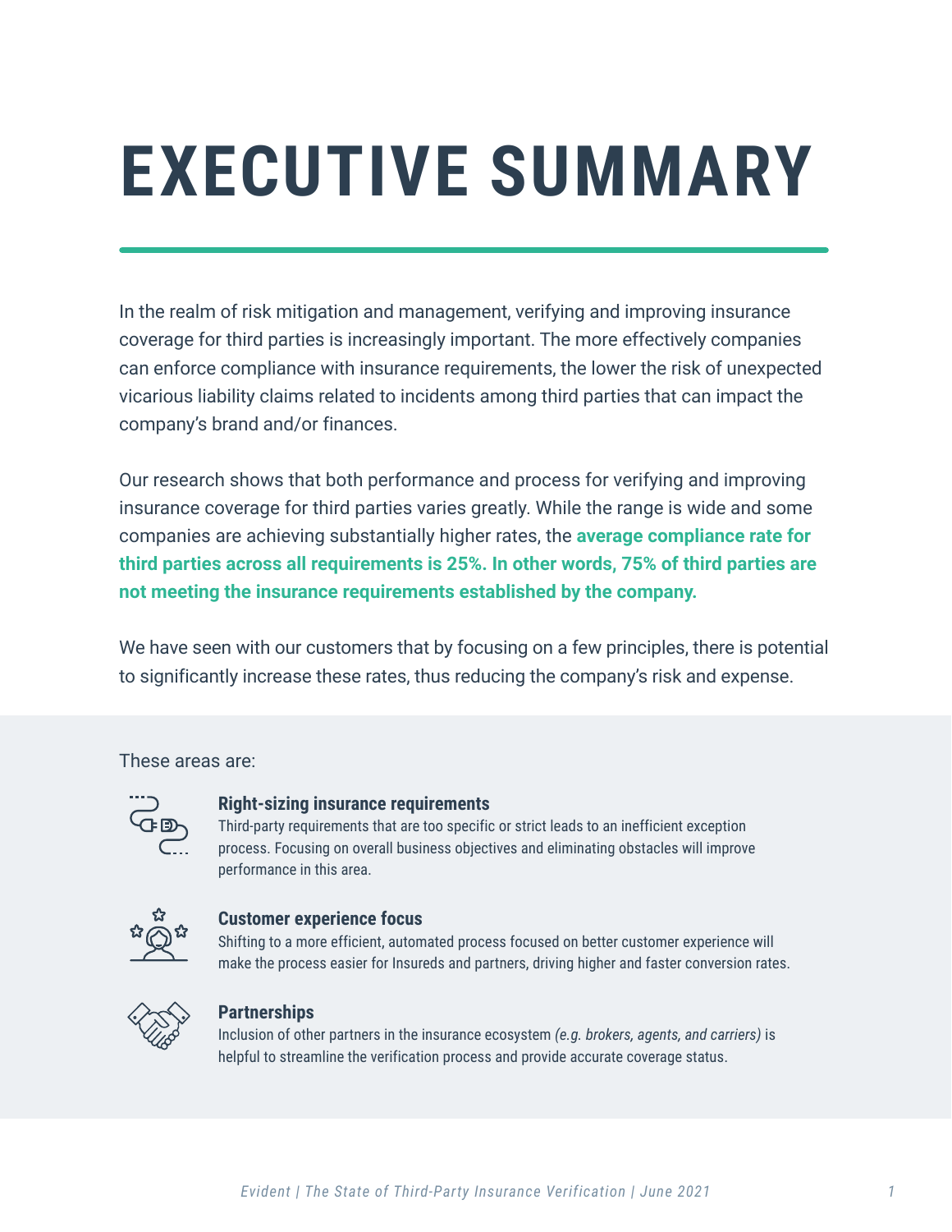# EXECUTIVE SUMMARY

In the realm of risk mitigation and management, verifying and improving insurance coverage for third parties is increasingly important. The more effectively companies can enforce compliance with insurance requirements, the lower the risk of unexpected vicarious liability claims related to incidents among third parties that can impact the company's brand and/or finances.

Our research shows that both performance and process for verifying and improving insurance coverage for third parties varies greatly. While the range is wide and some companies are achieving substantially higher rates, the **average compliance rate for third parties across all requirements is 25%. In other words, 75% of third parties are not meeting the insurance requirements established by the company.**

We have seen with our customers that by focusing on a few principles, there is potential to significantly increase these rates, thus reducing the company's risk and expense.

These areas are:

**Right-sizing insurance requirements**
Third-party requirements that are too specific or strict leads to an inefficient exception process. Focusing on overall business objectives and eliminating obstacles will improve performance in this area.

**Customer experience focus**
Shifting to a more efficient, automated process focused on better customer experience will make the process easier for Insureds and partners, driving higher and faster conversion rates.

**Partnerships**
Inclusion of other partners in the insurance ecosystem *(e.g. brokers, agents, and carriers)* is helpful to streamline the verification process and provide accurate coverage status.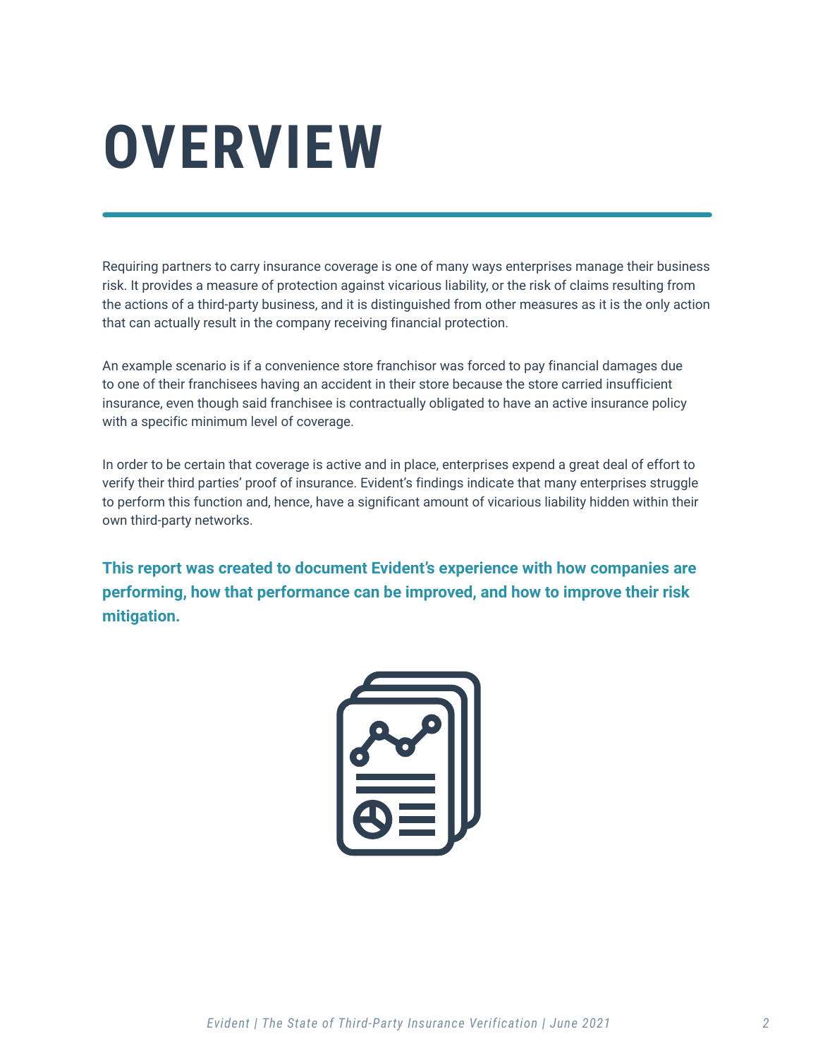# OVERVIEW

Requiring partners to carry insurance coverage is one of many ways enterprises manage their business risk. It provides a measure of protection against vicarious liability, or the risk of claims resulting from the actions of a third-party business, and it is distinguished from other measures as it is the only action that can actually result in the company receiving financial protection.

An example scenario is if a convenience store franchisor was forced to pay financial damages due to one of their franchisees having an accident in their store because the store carried insufficient insurance, even though said franchisee is contractually obligated to have an active insurance policy with a specific minimum level of coverage.

In order to be certain that coverage is active and in place, enterprises expend a great deal of effort to verify their third parties' proof of insurance. Evident's findings indicate that many enterprises struggle to perform this function and, hence, have a significant amount of vicarious liability hidden within their own third-party networks.

**This report was created to document Evident's experience with how companies are performing, how that performance can be improved, and how to improve their risk mitigation.**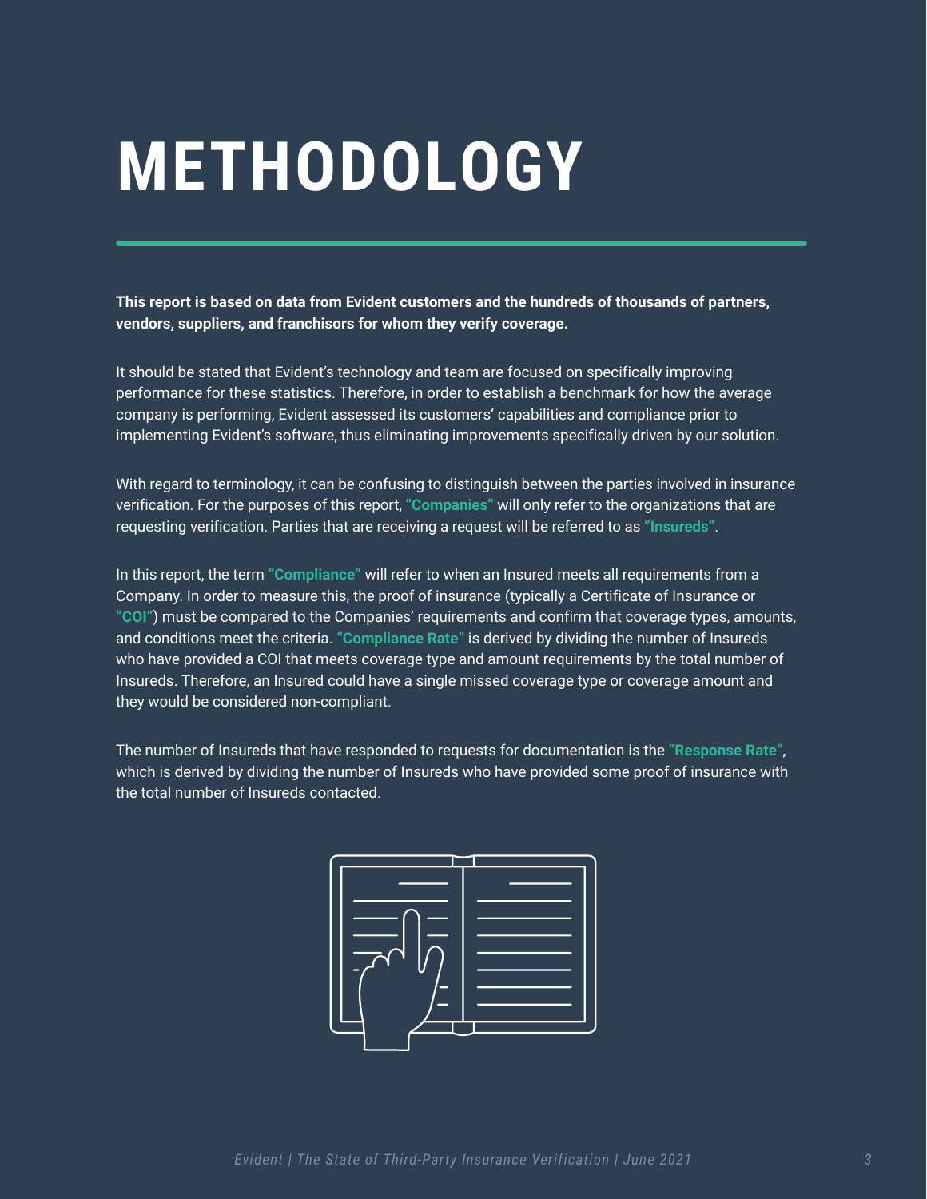# METHODOLOGY

**This report is based on data from Evident customers and the hundreds of thousands of partners, vendors, suppliers, and franchisors for whom they verify coverage.**

It should be stated that Evident's technology and team are focused on specifically improving performance for these statistics. Therefore, in order to establish a benchmark for how the average company is performing, Evident assessed its customers' capabilities and compliance prior to implementing Evident's software, thus eliminating improvements specifically driven by our solution.

With regard to terminology, it can be confusing to distinguish between the parties involved in insurance verification. For the purposes of this report, **"Companies"** will only refer to the organizations that are requesting verification. Parties that are receiving a request will be referred to as **"Insureds"**.

In this report, the term **"Compliance"** will refer to when an Insured meets all requirements from a Company. In order to measure this, the proof of insurance (typically a Certificate of Insurance or **"COI"**) must be compared to the Companies' requirements and confirm that coverage types, amounts, and conditions meet the criteria. **"Compliance Rate"** is derived by dividing the number of Insureds who have provided a COI that meets coverage type and amount requirements by the total number of Insureds. Therefore, an Insured could have a single missed coverage type or coverage amount and they would be considered non-compliant.

The number of Insureds that have responded to requests for documentation is the **"Response Rate"**, which is derived by dividing the number of Insureds who have provided some proof of insurance with the total number of Insureds contacted.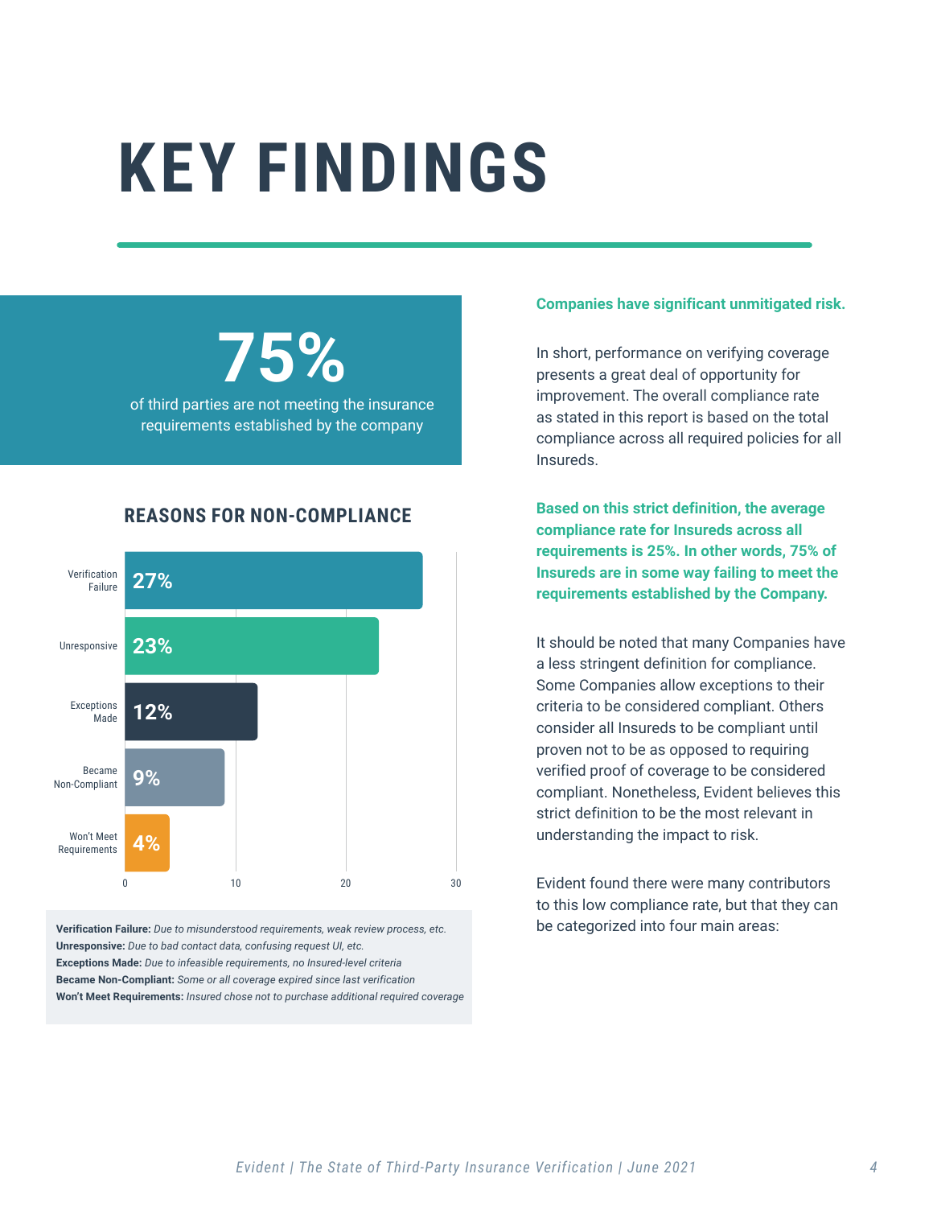# KEY FINDINGS

**75%**

of third parties are not meeting the insurance requirements established by the company

## REASONS FOR NON-COMPLIANCE

| Reason | Percentage |
|---|---|
| Verification Failure | 27% |
| Unresponsive | 23% |
| Exceptions Made | 12% |
| Became Non-Compliant | 9% |
| Won't Meet Requirements | 4% |

**Verification Failure:** *Due to misunderstood requirements, weak review process, etc.*
**Unresponsive:** *Due to bad contact data, confusing request UI, etc.*
**Exceptions Made:** *Due to infeasible requirements, no Insured-level criteria*
**Became Non-Compliant:** *Some or all coverage expired since last verification*
**Won't Meet Requirements:** *Insured chose not to purchase additional required coverage*

**Companies have significant unmitigated risk.**

In short, performance on verifying coverage presents a great deal of opportunity for improvement. The overall compliance rate as stated in this report is based on the total compliance across all required policies for all Insureds.

**Based on this strict definition, the average compliance rate for Insureds across all requirements is 25%. In other words, 75% of Insureds are in some way failing to meet the requirements established by the Company.**

It should be noted that many Companies have a less stringent definition for compliance. Some Companies allow exceptions to their criteria to be considered compliant. Others consider all Insureds to be compliant until proven not to be as opposed to requiring verified proof of coverage to be considered compliant. Nonetheless, Evident believes this strict definition to be the most relevant in understanding the impact to risk.

Evident found there were many contributors to this low compliance rate, but that they can be categorized into four main areas: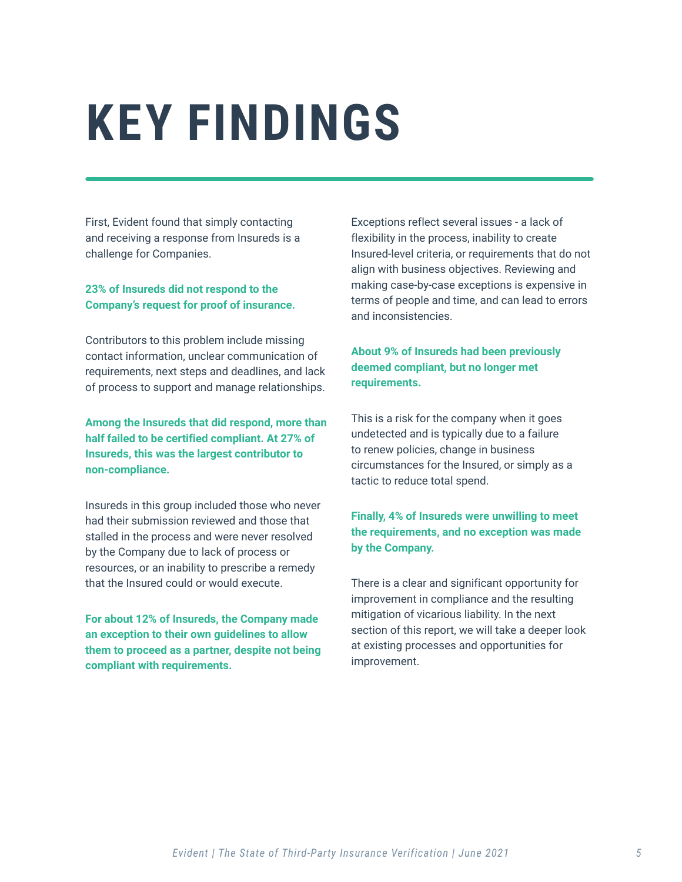# KEY FINDINGS

First, Evident found that simply contacting and receiving a response from Insureds is a challenge for Companies.

**23% of Insureds did not respond to the Company's request for proof of insurance.**

Contributors to this problem include missing contact information, unclear communication of requirements, next steps and deadlines, and lack of process to support and manage relationships.

**Among the Insureds that did respond, more than half failed to be certified compliant. At 27% of Insureds, this was the largest contributor to non-compliance.**

Insureds in this group included those who never had their submission reviewed and those that stalled in the process and were never resolved by the Company due to lack of process or resources, or an inability to prescribe a remedy that the Insured could or would execute.

**For about 12% of Insureds, the Company made an exception to their own guidelines to allow them to proceed as a partner, despite not being compliant with requirements.**

Exceptions reflect several issues - a lack of flexibility in the process, inability to create Insured-level criteria, or requirements that do not align with business objectives. Reviewing and making case-by-case exceptions is expensive in terms of people and time, and can lead to errors and inconsistencies.

**About 9% of Insureds had been previously deemed compliant, but no longer met requirements.**

This is a risk for the company when it goes undetected and is typically due to a failure to renew policies, change in business circumstances for the Insured, or simply as a tactic to reduce total spend.

**Finally, 4% of Insureds were unwilling to meet the requirements, and no exception was made by the Company.**

There is a clear and significant opportunity for improvement in compliance and the resulting mitigation of vicarious liability. In the next section of this report, we will take a deeper look at existing processes and opportunities for improvement.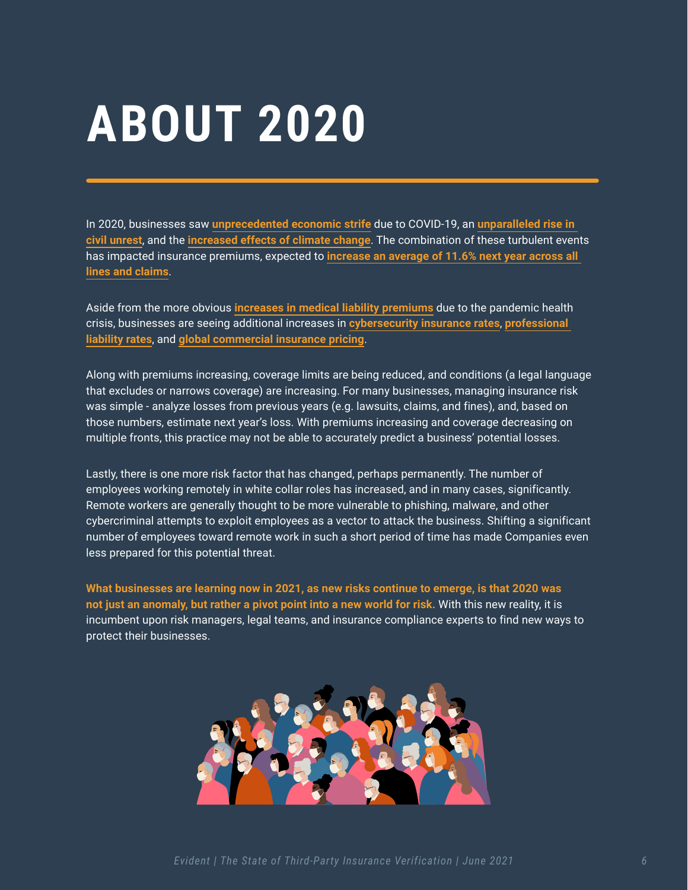# ABOUT 2020

In 2020, businesses saw **unprecedented economic strife** due to COVID-19, an **unparalleled rise in civil unrest**, and the **increased effects of climate change**. The combination of these turbulent events has impacted insurance premiums, expected to **increase an average of 11.6% next year across all lines and claims**.

Aside from the more obvious **increases in medical liability premiums** due to the pandemic health crisis, businesses are seeing additional increases in **cybersecurity insurance rates**, **professional liability rates**, and **global commercial insurance pricing**.

Along with premiums increasing, coverage limits are being reduced, and conditions (a legal language that excludes or narrows coverage) are increasing. For many businesses, managing insurance risk was simple - analyze losses from previous years (e.g. lawsuits, claims, and fines), and, based on those numbers, estimate next year's loss. With premiums increasing and coverage decreasing on multiple fronts, this practice may not be able to accurately predict a business' potential losses.

Lastly, there is one more risk factor that has changed, perhaps permanently. The number of employees working remotely in white collar roles has increased, and in many cases, significantly. Remote workers are generally thought to be more vulnerable to phishing, malware, and other cybercriminal attempts to exploit employees as a vector to attack the business. Shifting a significant number of employees toward remote work in such a short period of time has made Companies even less prepared for this potential threat.

**What businesses are learning now in 2021, as new risks continue to emerge, is that 2020 was not just an anomaly, but rather a pivot point into a new world for risk.** With this new reality, it is incumbent upon risk managers, legal teams, and insurance compliance experts to find new ways to protect their businesses.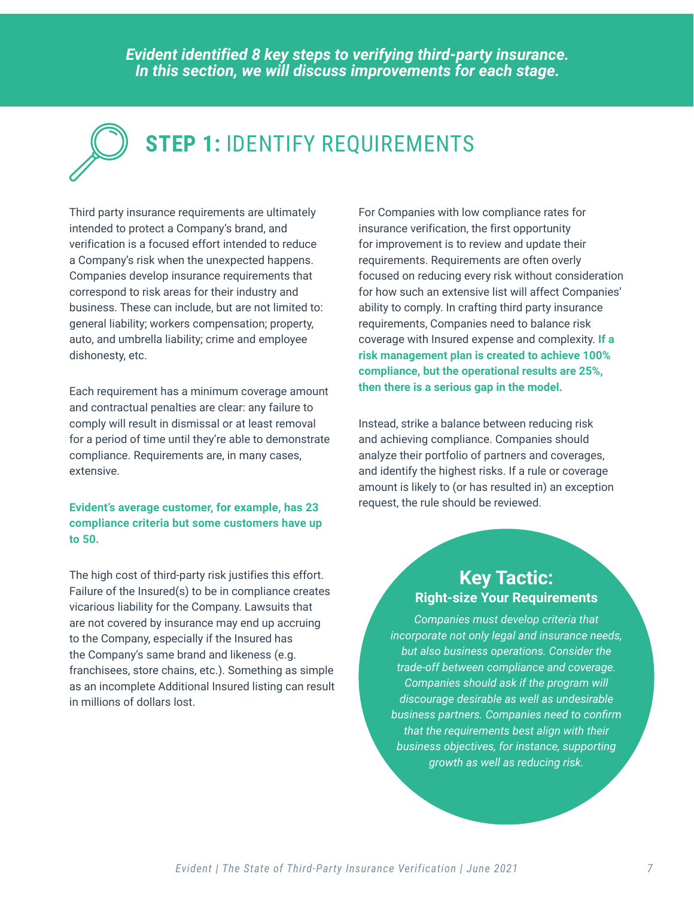***Evident identified 8 key steps to verifying third-party insurance. In this section, we will discuss improvements for each stage.***

# **STEP 1:** IDENTIFY REQUIREMENTS

Third party insurance requirements are ultimately intended to protect a Company's brand, and verification is a focused effort intended to reduce a Company's risk when the unexpected happens. Companies develop insurance requirements that correspond to risk areas for their industry and business. These can include, but are not limited to: general liability; workers compensation; property, auto, and umbrella liability; crime and employee dishonesty, etc.

Each requirement has a minimum coverage amount and contractual penalties are clear: any failure to comply will result in dismissal or at least removal for a period of time until they're able to demonstrate compliance. Requirements are, in many cases, extensive.

**Evident's average customer, for example, has 23 compliance criteria but some customers have up to 50.**

The high cost of third-party risk justifies this effort. Failure of the Insured(s) to be in compliance creates vicarious liability for the Company. Lawsuits that are not covered by insurance may end up accruing to the Company, especially if the Insured has the Company's same brand and likeness (e.g. franchisees, store chains, etc.). Something as simple as an incomplete Additional Insured listing can result in millions of dollars lost.

For Companies with low compliance rates for insurance verification, the first opportunity for improvement is to review and update their requirements. Requirements are often overly focused on reducing every risk without consideration for how such an extensive list will affect Companies' ability to comply. In crafting third party insurance requirements, Companies need to balance risk coverage with Insured expense and complexity. **If a risk management plan is created to achieve 100% compliance, but the operational results are 25%, then there is a serious gap in the model.**

Instead, strike a balance between reducing risk and achieving compliance. Companies should analyze their portfolio of partners and coverages, and identify the highest risks. If a rule or coverage amount is likely to (or has resulted in) an exception request, the rule should be reviewed.

## Key Tactic:

### Right-size Your Requirements

*Companies must develop criteria that incorporate not only legal and insurance needs, but also business operations. Consider the trade-off between compliance and coverage. Companies should ask if the program will discourage desirable as well as undesirable business partners. Companies need to confirm that the requirements best align with their business objectives, for instance, supporting growth as well as reducing risk.*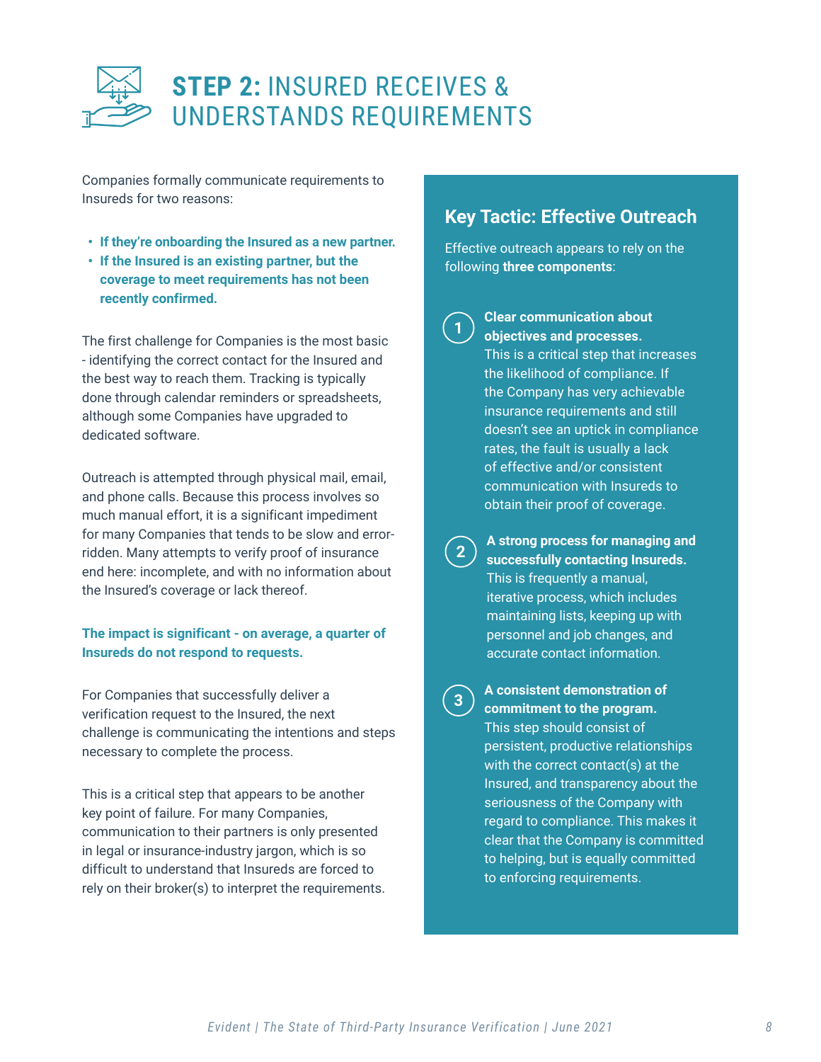# STEP 2: INSURED RECEIVES & UNDERSTANDS REQUIREMENTS

Companies formally communicate requirements to Insureds for two reasons:

- **If they're onboarding the Insured as a new partner.**
- **If the Insured is an existing partner, but the coverage to meet requirements has not been recently confirmed.**

The first challenge for Companies is the most basic - identifying the correct contact for the Insured and the best way to reach them. Tracking is typically done through calendar reminders or spreadsheets, although some Companies have upgraded to dedicated software.

Outreach is attempted through physical mail, email, and phone calls. Because this process involves so much manual effort, it is a significant impediment for many Companies that tends to be slow and error-ridden. Many attempts to verify proof of insurance end here: incomplete, and with no information about the Insured's coverage or lack thereof.

**The impact is significant - on average, a quarter of Insureds do not respond to requests.**

For Companies that successfully deliver a verification request to the Insured, the next challenge is communicating the intentions and steps necessary to complete the process.

This is a critical step that appears to be another key point of failure. For many Companies, communication to their partners is only presented in legal or insurance-industry jargon, which is so difficult to understand that Insureds are forced to rely on their broker(s) to interpret the requirements.

## Key Tactic: Effective Outreach

Effective outreach appears to rely on the following **three components**:

1. **Clear communication about objectives and processes.** This is a critical step that increases the likelihood of compliance. If the Company has very achievable insurance requirements and still doesn't see an uptick in compliance rates, the fault is usually a lack of effective and/or consistent communication with Insureds to obtain their proof of coverage.

2. **A strong process for managing and successfully contacting Insureds.** This is frequently a manual, iterative process, which includes maintaining lists, keeping up with personnel and job changes, and accurate contact information.

3. **A consistent demonstration of commitment to the program.** This step should consist of persistent, productive relationships with the correct contact(s) at the Insured, and transparency about the seriousness of the Company with regard to compliance. This makes it clear that the Company is committed to helping, but is equally committed to enforcing requirements.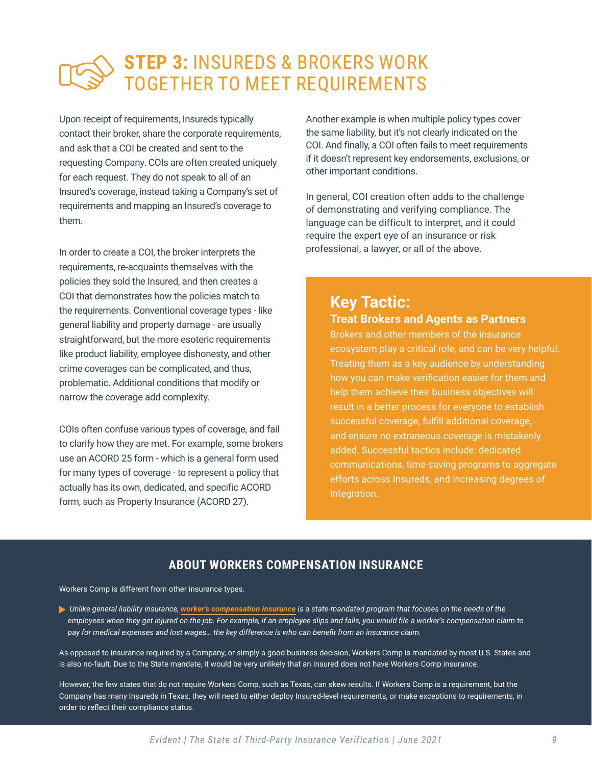# STEP 3: INSUREDS & BROKERS WORK TOGETHER TO MEET REQUIREMENTS

Upon receipt of requirements, Insureds typically contact their broker, share the corporate requirements, and ask that a COI be created and sent to the requesting Company. COIs are often created uniquely for each request. They do not speak to all of an Insured's coverage, instead taking a Company's set of requirements and mapping an Insured's coverage to them.

In order to create a COI, the broker interprets the requirements, re-acquaints themselves with the policies they sold the Insured, and then creates a COI that demonstrates how the policies match to the requirements. Conventional coverage types - like general liability and property damage - are usually straightforward, but the more esoteric requirements like product liability, employee dishonesty, and other crime coverages can be complicated, and thus, problematic. Additional conditions that modify or narrow the coverage add complexity.

COIs often confuse various types of coverage, and fail to clarify how they are met. For example, some brokers use an ACORD 25 form - which is a general form used for many types of coverage - to represent a policy that actually has its own, dedicated, and specific ACORD form, such as Property Insurance (ACORD 27).

Another example is when multiple policy types cover the same liability, but it's not clearly indicated on the COI. And finally, a COI often fails to meet requirements if it doesn't represent key endorsements, exclusions, or other important conditions.

In general, COI creation often adds to the challenge of demonstrating and verifying compliance. The language can be difficult to interpret, and it could require the expert eye of an insurance or risk professional, a lawyer, or all of the above.

> ## Key Tactic:
> ### Treat Brokers and Agents as Partners
> Brokers and other members of the insurance ecosystem play a critical role, and can be very helpful. Treating them as a key audience by understanding how you can make verification easier for them and help them achieve their business objectives will result in a better process for everyone to establish successful coverage, fulfill additional coverage, and ensure no extraneous coverage is mistakenly added. Successful tactics include: dedicated communications, time-saving programs to aggregate efforts across Insureds, and increasing degrees of integration.

## ABOUT WORKERS COMPENSATION INSURANCE

Workers Comp is different from other insurance types.

- *Unlike general liability insurance, **worker's compensation insurance** is a state-mandated program that focuses on the needs of the employees when they get injured on the job. For example, if an employee slips and falls, you would file a worker's compensation claim to pay for medical expenses and lost wages… the key difference is who can benefit from an insurance claim.*

As opposed to insurance required by a Company, or simply a good business decision, Workers Comp is mandated by most U.S. States and is also no-fault. Due to the State mandate, it would be very unlikely that an Insured does not have Workers Comp insurance.

However, the few states that do not require Workers Comp, such as Texas, can skew results. If Workers Comp is a requirement, but the Company has many Insureds in Texas, they will need to either deploy Insured-level requirements, or make exceptions to requirements, in order to reflect their compliance status.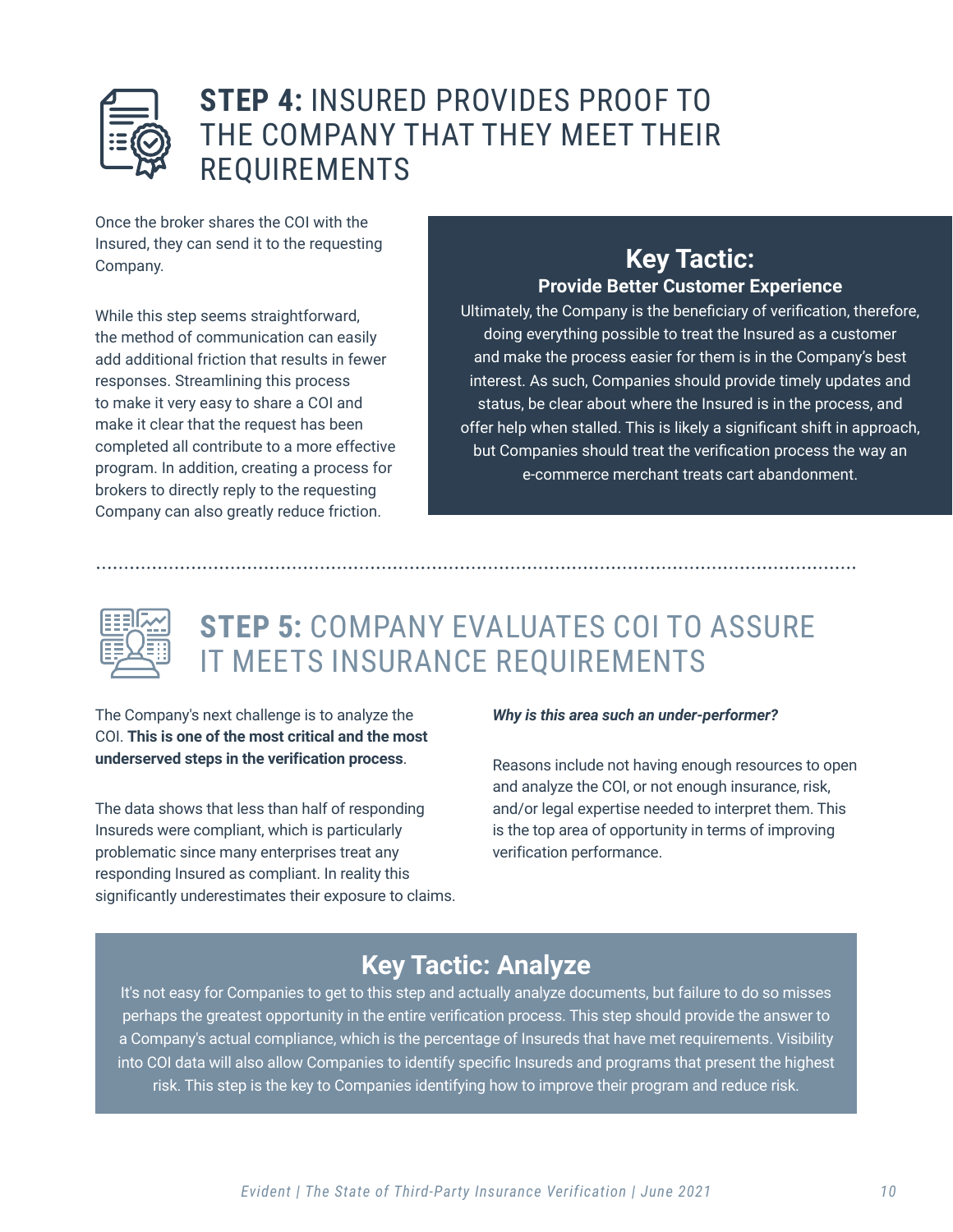## **STEP 4:** INSURED PROVIDES PROOF TO THE COMPANY THAT THEY MEET THEIR REQUIREMENTS

Once the broker shares the COI with the Insured, they can send it to the requesting Company.

While this step seems straightforward, the method of communication can easily add additional friction that results in fewer responses. Streamlining this process to make it very easy to share a COI and make it clear that the request has been completed all contribute to a more effective program. In addition, creating a process for brokers to directly reply to the requesting Company can also greatly reduce friction.

### Key Tactic:

**Provide Better Customer Experience**

Ultimately, the Company is the beneficiary of verification, therefore, doing everything possible to treat the Insured as a customer and make the process easier for them is in the Company's best interest. As such, Companies should provide timely updates and status, be clear about where the Insured is in the process, and offer help when stalled. This is likely a significant shift in approach, but Companies should treat the verification process the way an e-commerce merchant treats cart abandonment.

## **STEP 5:** COMPANY EVALUATES COI TO ASSURE IT MEETS INSURANCE REQUIREMENTS

The Company's next challenge is to analyze the COI. **This is one of the most critical and the most underserved steps in the verification process**.

The data shows that less than half of responding Insureds were compliant, which is particularly problematic since many enterprises treat any responding Insured as compliant. In reality this significantly underestimates their exposure to claims.

***Why is this area such an under-performer?***

Reasons include not having enough resources to open and analyze the COI, or not enough insurance, risk, and/or legal expertise needed to interpret them. This is the top area of opportunity in terms of improving verification performance.

### Key Tactic: Analyze

It's not easy for Companies to get to this step and actually analyze documents, but failure to do so misses perhaps the greatest opportunity in the entire verification process. This step should provide the answer to a Company's actual compliance, which is the percentage of Insureds that have met requirements. Visibility into COI data will also allow Companies to identify specific Insureds and programs that present the highest risk. This step is the key to Companies identifying how to improve their program and reduce risk.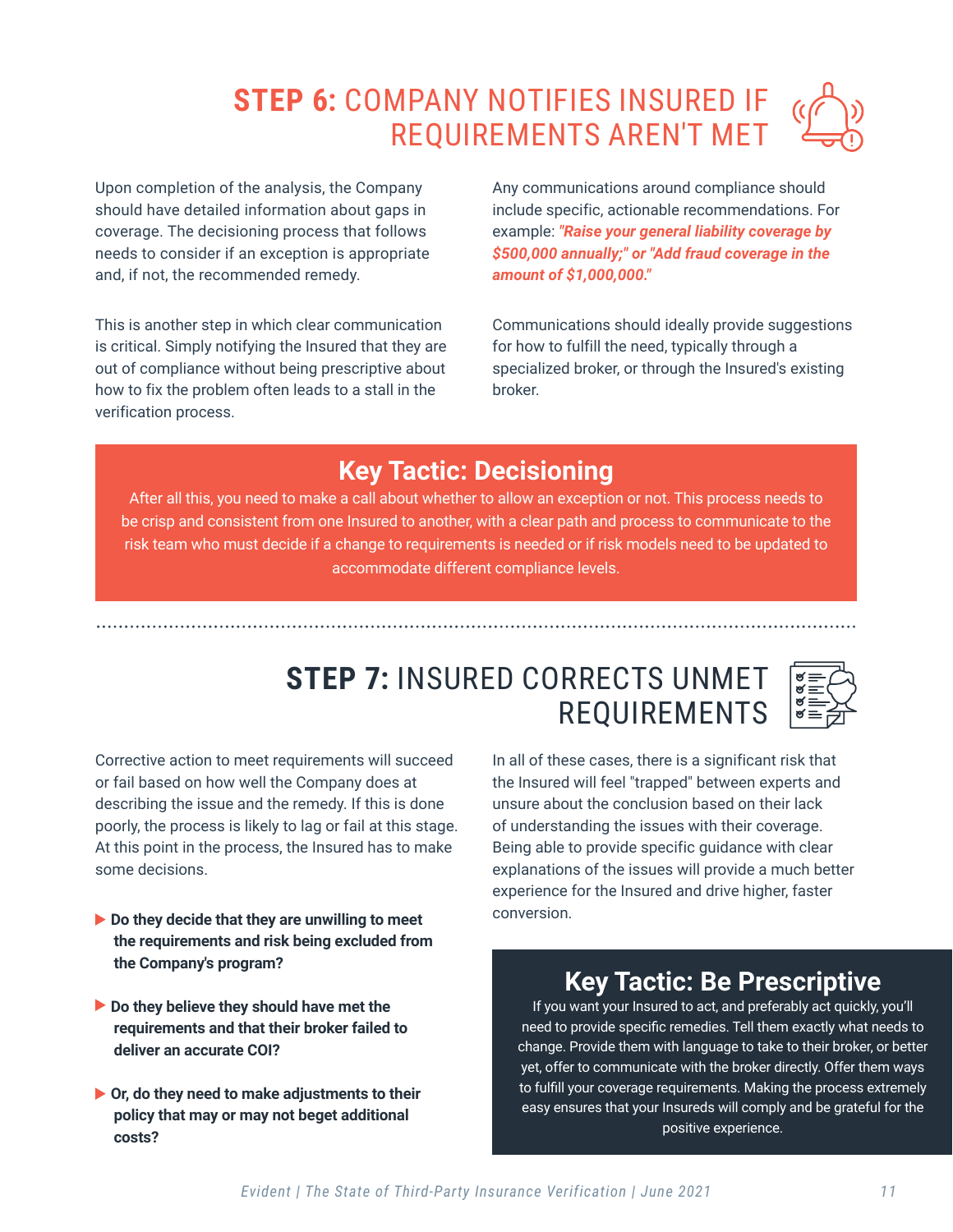## **STEP 6:** COMPANY NOTIFIES INSURED IF REQUIREMENTS AREN'T MET

Upon completion of the analysis, the Company should have detailed information about gaps in coverage. The decisioning process that follows needs to consider if an exception is appropriate and, if not, the recommended remedy.

This is another step in which clear communication is critical. Simply notifying the Insured that they are out of compliance without being prescriptive about how to fix the problem often leads to a stall in the verification process.

Any communications around compliance should include specific, actionable recommendations. For example: ***"Raise your general liability coverage by $500,000 annually;" or "Add fraud coverage in the amount of $1,000,000."***

Communications should ideally provide suggestions for how to fulfill the need, typically through a specialized broker, or through the Insured's existing broker.

### Key Tactic: Decisioning

After all this, you need to make a call about whether to allow an exception or not. This process needs to be crisp and consistent from one Insured to another, with a clear path and process to communicate to the risk team who must decide if a change to requirements is needed or if risk models need to be updated to accommodate different compliance levels.

## **STEP 7:** INSURED CORRECTS UNMET REQUIREMENTS

Corrective action to meet requirements will succeed or fail based on how well the Company does at describing the issue and the remedy. If this is done poorly, the process is likely to lag or fail at this stage. At this point in the process, the Insured has to make some decisions.

- **Do they decide that they are unwilling to meet the requirements and risk being excluded from the Company's program?**
- **Do they believe they should have met the requirements and that their broker failed to deliver an accurate COI?**
- **Or, do they need to make adjustments to their policy that may or may not beget additional costs?**

In all of these cases, there is a significant risk that the Insured will feel "trapped" between experts and unsure about the conclusion based on their lack of understanding the issues with their coverage. Being able to provide specific guidance with clear explanations of the issues will provide a much better experience for the Insured and drive higher, faster conversion.

### Key Tactic: Be Prescriptive

If you want your Insured to act, and preferably act quickly, you'll need to provide specific remedies. Tell them exactly what needs to change. Provide them with language to take to their broker, or better yet, offer to communicate with the broker directly. Offer them ways to fulfill your coverage requirements. Making the process extremely easy ensures that your Insureds will comply and be grateful for the positive experience.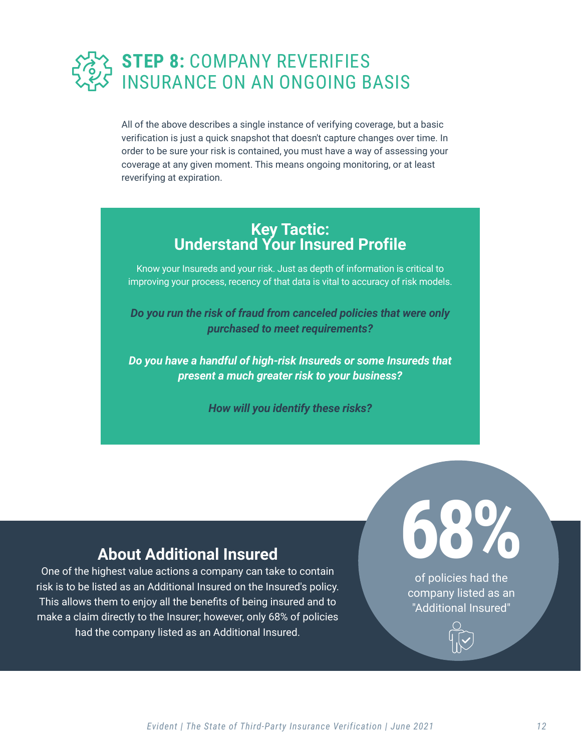# **STEP 8:** COMPANY REVERIFIES INSURANCE ON AN ONGOING BASIS

All of the above describes a single instance of verifying coverage, but a basic verification is just a quick snapshot that doesn't capture changes over time. In order to be sure your risk is contained, you must have a way of assessing your coverage at any given moment. This means ongoing monitoring, or at least reverifying at expiration.

## Key Tactic: Understand Your Insured Profile

Know your Insureds and your risk. Just as depth of information is critical to improving your process, recency of that data is vital to accuracy of risk models.

***Do you run the risk of fraud from canceled policies that were only purchased to meet requirements?***

***Do you have a handful of high-risk Insureds or some Insureds that present a much greater risk to your business?***

***How will you identify these risks?***

## About Additional Insured

One of the highest value actions a company can take to contain risk is to be listed as an Additional Insured on the Insured's policy. This allows them to enjoy all the benefits of being insured and to make a claim directly to the Insurer; however, only 68% of policies had the company listed as an Additional Insured.

**68%**

of policies had the company listed as an "Additional Insured"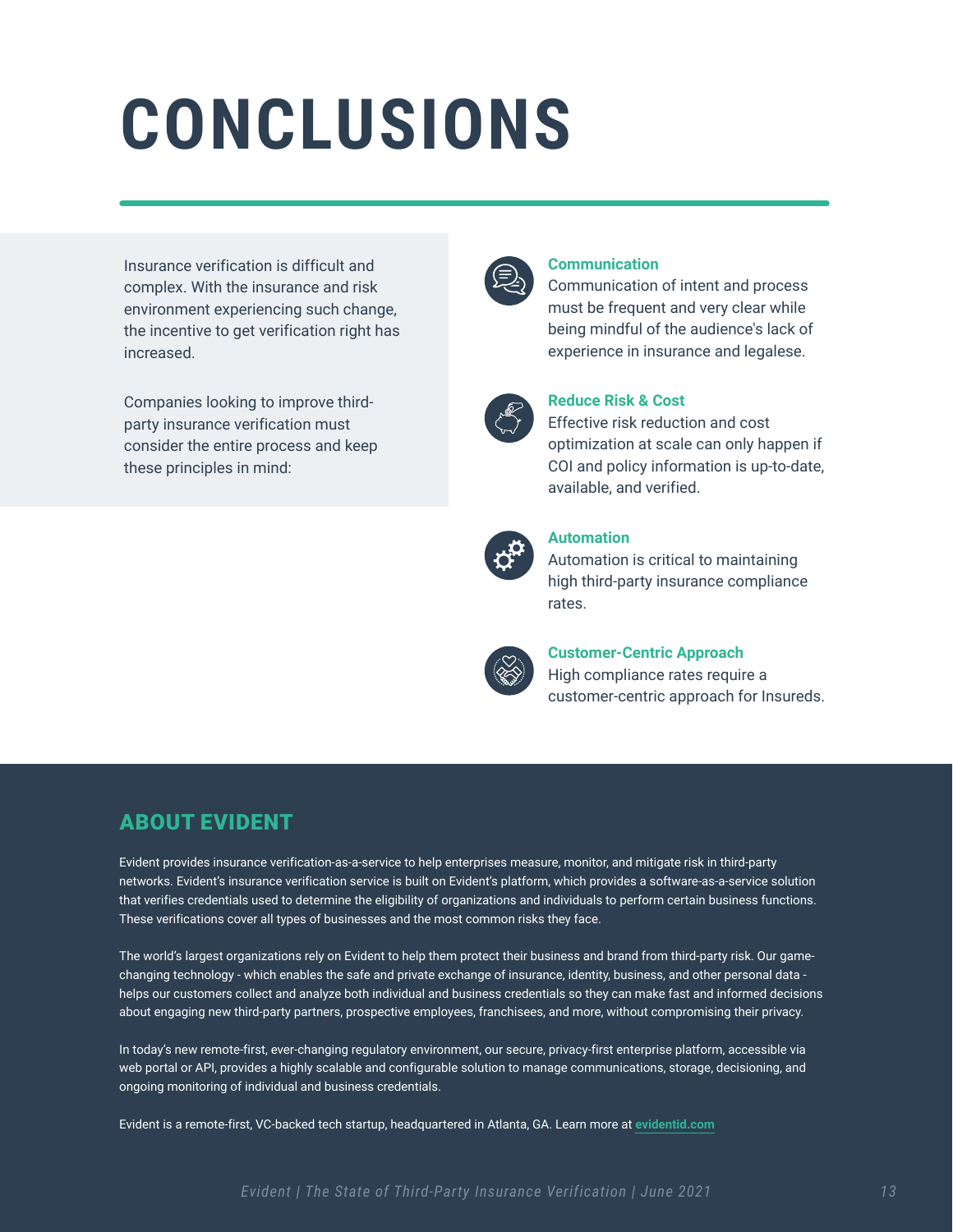# CONCLUSIONS

Insurance verification is difficult and complex. With the insurance and risk environment experiencing such change, the incentive to get verification right has increased.

Companies looking to improve third-party insurance verification must consider the entire process and keep these principles in mind:

### Communication

Communication of intent and process must be frequent and very clear while being mindful of the audience's lack of experience in insurance and legalese.

### Reduce Risk & Cost

Effective risk reduction and cost optimization at scale can only happen if COI and policy information is up-to-date, available, and verified.

### Automation

Automation is critical to maintaining high third-party insurance compliance rates.

### Customer-Centric Approach

High compliance rates require a customer-centric approach for Insureds.

## ABOUT EVIDENT

Evident provides insurance verification-as-a-service to help enterprises measure, monitor, and mitigate risk in third-party networks. Evident's insurance verification service is built on Evident's platform, which provides a software-as-a-service solution that verifies credentials used to determine the eligibility of organizations and individuals to perform certain business functions. These verifications cover all types of businesses and the most common risks they face.

The world's largest organizations rely on Evident to help them protect their business and brand from third-party risk. Our game-changing technology - which enables the safe and private exchange of insurance, identity, business, and other personal data - helps our customers collect and analyze both individual and business credentials so they can make fast and informed decisions about engaging new third-party partners, prospective employees, franchisees, and more, without compromising their privacy.

In today's new remote-first, ever-changing regulatory environment, our secure, privacy-first enterprise platform, accessible via web portal or API, provides a highly scalable and configurable solution to manage communications, storage, decisioning, and ongoing monitoring of individual and business credentials.

Evident is a remote-first, VC-backed tech startup, headquartered in Atlanta, GA. Learn more at **evidentid.com**